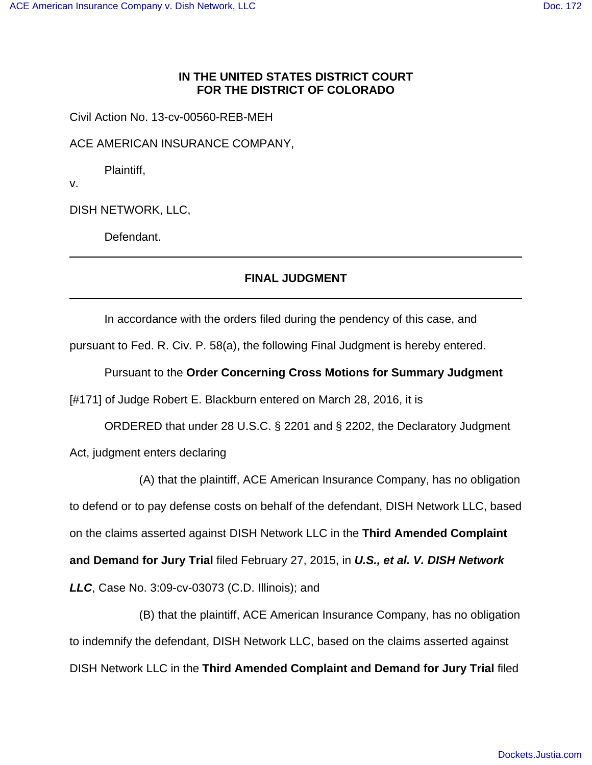**IN THE UNITED STATES DISTRICT COURT**
**FOR THE DISTRICT OF COLORADO**

Civil Action No. 13-cv-00560-REB-MEH

ACE AMERICAN INSURANCE COMPANY,

Plaintiff,

v.

DISH NETWORK, LLC,

Defendant.

---

**FINAL JUDGMENT**

---

In accordance with the orders filed during the pendency of this case, and pursuant to Fed. R. Civ. P. 58(a), the following Final Judgment is hereby entered.

Pursuant to the **Order Concerning Cross Motions for Summary Judgment** [#171] of Judge Robert E. Blackburn entered on March 28, 2016, it is

ORDERED that under 28 U.S.C. § 2201 and § 2202, the Declaratory Judgment Act, judgment enters declaring

(A) that the plaintiff, ACE American Insurance Company, has no obligation to defend or to pay defense costs on behalf of the defendant, DISH Network LLC, based on the claims asserted against DISH Network LLC in the **Third Amended Complaint and Demand for Jury Trial** filed February 27, 2015, in ***U.S., et al. V. DISH Network LLC***, Case No. 3:09-cv-03073 (C.D. Illinois); and

(B) that the plaintiff, ACE American Insurance Company, has no obligation to indemnify the defendant, DISH Network LLC, based on the claims asserted against DISH Network LLC in the **Third Amended Complaint and Demand for Jury Trial** filed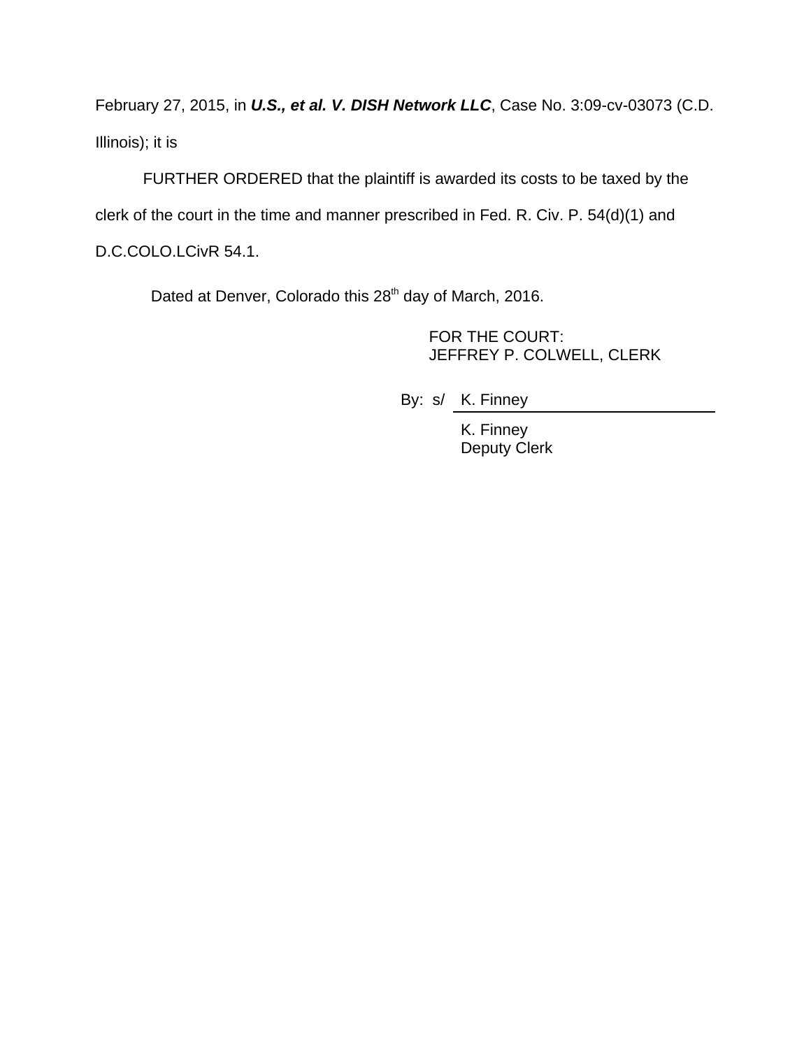February 27, 2015, in ***U.S., et al. V. DISH Network LLC***, Case No. 3:09-cv-03073 (C.D. Illinois); it is

FURTHER ORDERED that the plaintiff is awarded its costs to be taxed by the clerk of the court in the time and manner prescribed in Fed. R. Civ. P. 54(d)(1) and D.C.COLO.LCivR 54.1.

Dated at Denver, Colorado this 28th day of March, 2016.

FOR THE COURT:
JEFFREY P. COLWELL, CLERK

By: s/ K. Finney

K. Finney
Deputy Clerk